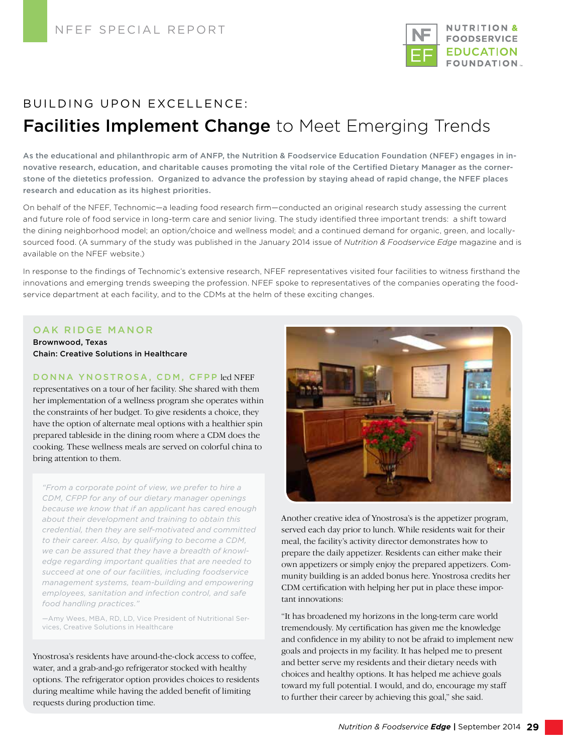NFEF SPECIAL REPORT

BUILDING UPON EXCELLENCE:

# **Facilities Implement Change** to Meet Emerging Trends

**As the educational and philanthropic arm of ANFP, the Nutrition & Foodservice Education Foundation (NFEF) engages in innovative research, education, and charitable causes promoting the vital role of the Certified Dietary Manager as the cornerstone of the dietetics profession. Organized to advance the profession by staying ahead of rapid change, the NFEF places research and education as its highest priorities.**

On behalf of the NFEF, Technomic—a leading food research firm—conducted an original research study assessing the current and future role of food service in long-term care and senior living. The study identified three important trends: a shift toward the dining neighborhood model; an option/choice and wellness model; and a continued demand for organic, green, and locally-sourced food. (A summary of the study was published in the January 2014 issue of *Nutrition & Foodservice Edge* magazine and is available on the NFEF website.)

In response to the findings of Technomic's extensive research, NFEF representatives visited four facilities to witness firsthand the innovations and emerging trends sweeping the profession. NFEF spoke to representatives of the companies operating the foodservice department at each facility, and to the CDMs at the helm of these exciting changes.

## OAK RIDGE MANOR

**Brownwood, Texas**
**Chain: Creative Solutions in Healthcare**

DONNA YNOSTROSA, CDM, CFPP led NFEF representatives on a tour of her facility. She shared with them her implementation of a wellness program she operates within the constraints of her budget. To give residents a choice, they have the option of alternate meal options with a healthier spin prepared tableside in the dining room where a CDM does the cooking. These wellness meals are served on colorful china to bring attention to them.

> *"From a corporate point of view, we prefer to hire a CDM, CFPP for any of our dietary manager openings because we know that if an applicant has cared enough about their development and training to obtain this credential, then they are self-motivated and committed to their career. Also, by qualifying to become a CDM, we can be assured that they have a breadth of knowledge regarding important qualities that are needed to succeed at one of our facilities, including foodservice management systems, team-building and empowering employees, sanitation and infection control, and safe food handling practices."*
>
> —Amy Wees, MBA, RD, LD, Vice President of Nutritional Services, Creative Solutions in Healthcare

Ynostrosa's residents have around-the-clock access to coffee, water, and a grab-and-go refrigerator stocked with healthy options. The refrigerator option provides choices to residents during mealtime while having the added benefit of limiting requests during production time.

Another creative idea of Ynostrosa's is the appetizer program, served each day prior to lunch. While residents wait for their meal, the facility's activity director demonstrates how to prepare the daily appetizer. Residents can either make their own appetizers or simply enjoy the prepared appetizers. Community building is an added bonus here. Ynostrosa credits her CDM certification with helping her put in place these important innovations:

"It has broadened my horizons in the long-term care world tremendously. My certification has given me the knowledge and confidence in my ability to not be afraid to implement new goals and projects in my facility. It has helped me to present and better serve my residents and their dietary needs with choices and healthy options. It has helped me achieve goals toward my full potential. I would, and do, encourage my staff to further their career by achieving this goal," she said.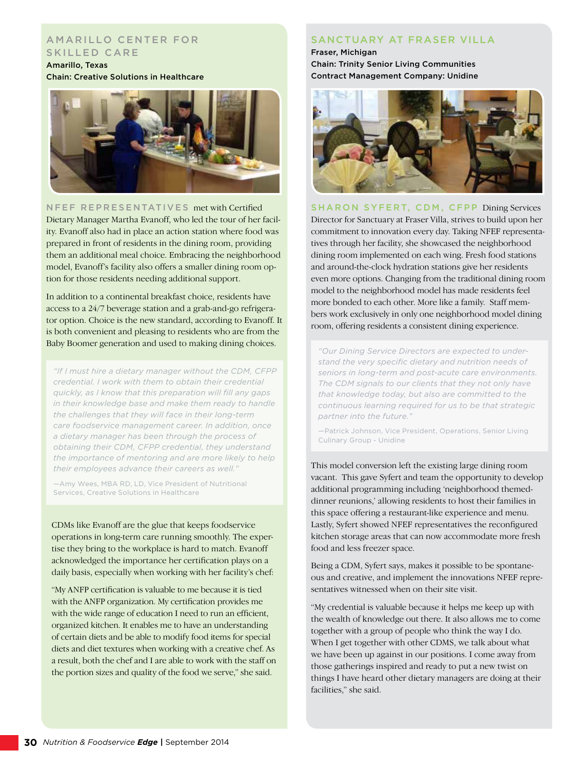## AMARILLO CENTER FOR SKILLED CARE

**Amarillo, Texas**
**Chain: Creative Solutions in Healthcare**

NFEF REPRESENTATIVES met with Certified Dietary Manager Martha Evanoff, who led the tour of her facility. Evanoff also had in place an action station where food was prepared in front of residents in the dining room, providing them an additional meal choice. Embracing the neighborhood model, Evanoff's facility also offers a smaller dining room option for those residents needing additional support.

In addition to a continental breakfast choice, residents have access to a 24/7 beverage station and a grab-and-go refrigerator option. Choice is the new standard, according to Evanoff. It is both convenient and pleasing to residents who are from the Baby Boomer generation and used to making dining choices.

> *"If I must hire a dietary manager without the CDM, CFPP credential, I work with them to obtain their credential quickly, as I know that this preparation will fill any gaps in their knowledge base and make them ready to handle the challenges that they will face in their long-term care foodservice management career. In addition, once a dietary manager has been through the process of obtaining their CDM, CFPP credential, they understand the importance of mentoring and are more likely to help their employees advance their careers as well."*
>
> —Amy Wees, MBA RD, LD, Vice President of Nutritional Services, Creative Solutions in Healthcare

CDMs like Evanoff are the glue that keeps foodservice operations in long-term care running smoothly. The expertise they bring to the workplace is hard to match. Evanoff acknowledged the importance her certification plays on a daily basis, especially when working with her facility's chef:

"My ANFP certification is valuable to me because it is tied with the ANFP organization. My certification provides me with the wide range of education I need to run an efficient, organized kitchen. It enables me to have an understanding of certain diets and be able to modify food items for special diets and diet textures when working with a creative chef. As a result, both the chef and I are able to work with the staff on the portion sizes and quality of the food we serve," she said.

## SANCTUARY AT FRASER VILLA

**Fraser, Michigan**
**Chain: Trinity Senior Living Communities**
**Contract Management Company: Unidine**

SHARON SYFERT, CDM, CFPP Dining Services Director for Sanctuary at Fraser Villa, strives to build upon her commitment to innovation every day. Taking NFEF representatives through her facility, she showcased the neighborhood dining room implemented on each wing. Fresh food stations and around-the-clock hydration stations give her residents even more options. Changing from the traditional dining room model to the neighborhood model has made residents feel more bonded to each other. More like a family. Staff members work exclusively in only one neighborhood model dining room, offering residents a consistent dining experience.

> *"Our Dining Service Directors are expected to understand the very specific dietary and nutrition needs of seniors in long-term and post-acute care environments. The CDM signals to our clients that they not only have that knowledge today, but also are committed to the continuous learning required for us to be that strategic partner into the future."*
>
> —Patrick Johnson, Vice President, Operations, Senior Living Culinary Group - Unidine

This model conversion left the existing large dining room vacant. This gave Syfert and team the opportunity to develop additional programming including 'neighborhood themed-dinner reunions,' allowing residents to host their families in this space offering a restaurant-like experience and menu. Lastly, Syfert showed NFEF representatives the reconfigured kitchen storage areas that can now accommodate more fresh food and less freezer space.

Being a CDM, Syfert says, makes it possible to be spontaneous and creative, and implement the innovations NFEF representatives witnessed when on their site visit.

"My credential is valuable because it helps me keep up with the wealth of knowledge out there. It also allows me to come together with a group of people who think the way I do. When I get together with other CDMS, we talk about what we have been up against in our positions. I come away from those gatherings inspired and ready to put a new twist on things I have heard other dietary managers are doing at their facilities," she said.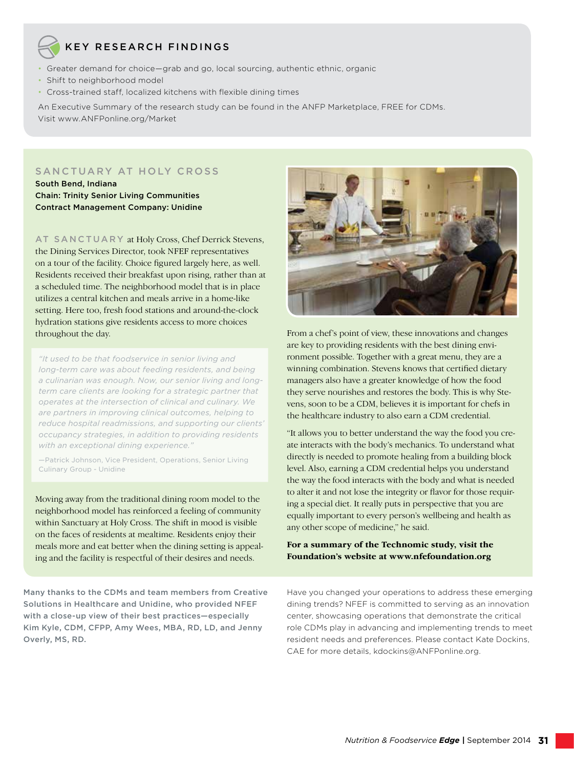## KEY RESEARCH FINDINGS

- Greater demand for choice—grab and go, local sourcing, authentic ethnic, organic
- Shift to neighborhood model
- Cross-trained staff, localized kitchens with flexible dining times

An Executive Summary of the research study can be found in the ANFP Marketplace, FREE for CDMs. Visit www.ANFPonline.org/Market

## SANCTUARY AT HOLY CROSS

**South Bend, Indiana**
**Chain: Trinity Senior Living Communities**
**Contract Management Company: Unidine**

AT SANCTUARY at Holy Cross, Chef Derrick Stevens, the Dining Services Director, took NFEF representatives on a tour of the facility. Choice figured largely here, as well. Residents received their breakfast upon rising, rather than at a scheduled time. The neighborhood model that is in place utilizes a central kitchen and meals arrive in a home-like setting. Here too, fresh food stations and around-the-clock hydration stations give residents access to more choices throughout the day.

> *"It used to be that foodservice in senior living and long-term care was about feeding residents, and being a culinarian was enough. Now, our senior living and long-term care clients are looking for a strategic partner that operates at the intersection of clinical and culinary. We are partners in improving clinical outcomes, helping to reduce hospital readmissions, and supporting our clients' occupancy strategies, in addition to providing residents with an exceptional dining experience."*
>
> —Patrick Johnson, Vice President, Operations, Senior Living Culinary Group - Unidine

Moving away from the traditional dining room model to the neighborhood model has reinforced a feeling of community within Sanctuary at Holy Cross. The shift in mood is visible on the faces of residents at mealtime. Residents enjoy their meals more and eat better when the dining setting is appealing and the facility is respectful of their desires and needs.

From a chef's point of view, these innovations and changes are key to providing residents with the best dining environment possible. Together with a great menu, they are a winning combination. Stevens knows that certified dietary managers also have a greater knowledge of how the food they serve nourishes and restores the body. This is why Stevens, soon to be a CDM, believes it is important for chefs in the healthcare industry to also earn a CDM credential.

"It allows you to better understand the way the food you create interacts with the body's mechanics. To understand what directly is needed to promote healing from a building block level. Also, earning a CDM credential helps you understand the way the food interacts with the body and what is needed to alter it and not lose the integrity or flavor for those requiring a special diet. It really puts in perspective that you are equally important to every person's wellbeing and health as any other scope of medicine," he said.

**For a summary of the Technomic study, visit the Foundation's website at www.nfefoundation.org**

**Many thanks to the CDMs and team members from Creative Solutions in Healthcare and Unidine, who provided NFEF with a close-up view of their best practices—especially Kim Kyle, CDM, CFPP, Amy Wees, MBA, RD, LD, and Jenny Overly, MS, RD.**

Have you changed your operations to address these emerging dining trends? NFEF is committed to serving as an innovation center, showcasing operations that demonstrate the critical role CDMs play in advancing and implementing trends to meet resident needs and preferences. Please contact Kate Dockins, CAE for more details, kdockins@ANFPonline.org.